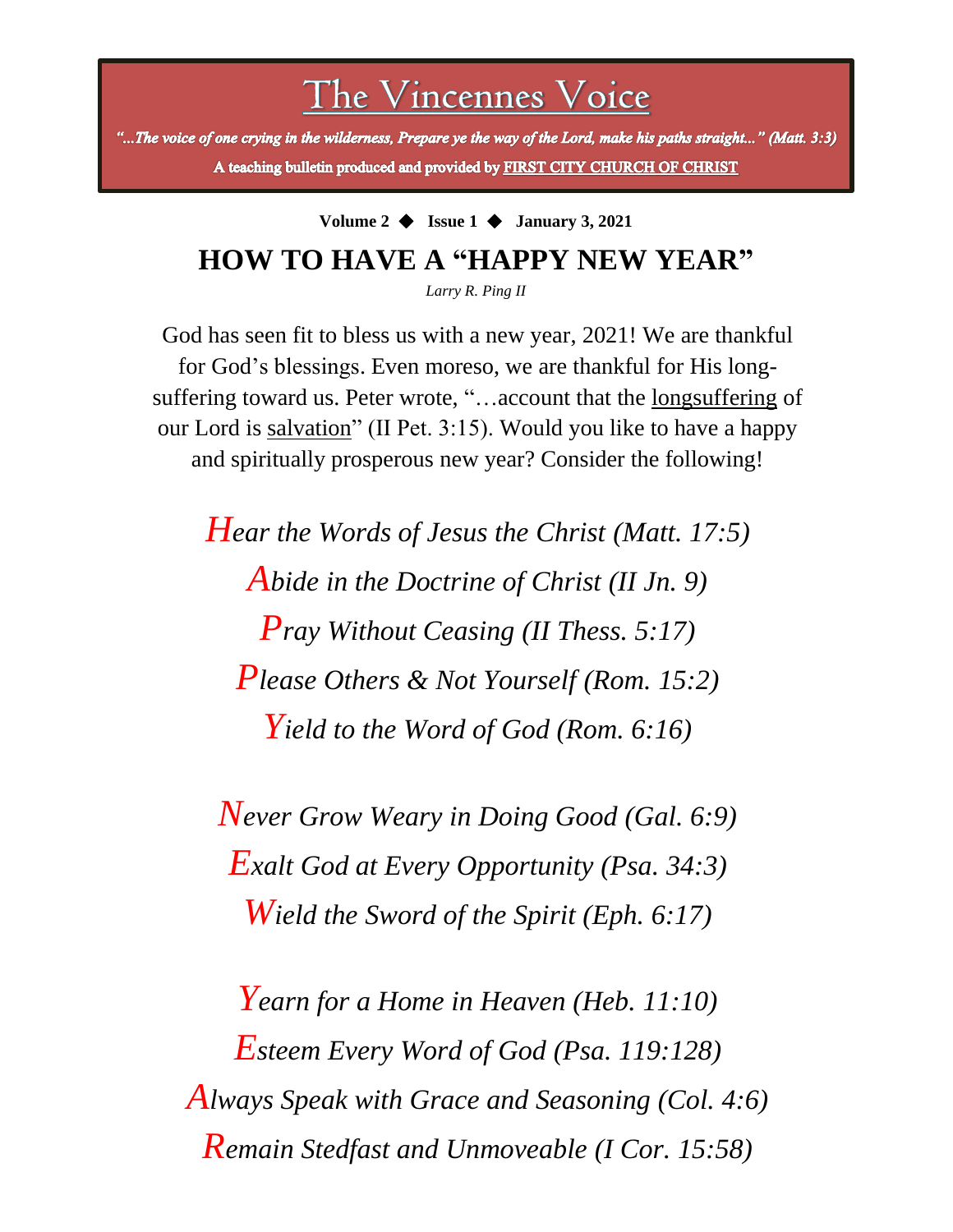# The Vincennes Voice

*"…The voice of one crying in the wilderness, Prepare ye the way of the Lord, make his paths straight…" (Matt. 3:3)*

**A teaching bulletin produced and provided by FIRST CITY CHURCH OF CHRIST**

**Volume 2 ◆ Issue 1 ◆ January 3, 2021**

## HOW TO HAVE A "HAPPY NEW YEAR"

*Larry R. Ping II*

God has seen fit to bless us with a new year, 2021! We are thankful for God's blessings. Even moreso, we are thankful for His long-suffering toward us. Peter wrote, "…account that the longsuffering of our Lord is salvation" (II Pet. 3:15). Would you like to have a happy and spiritually prosperous new year? Consider the following!

*Hear the Words of Jesus the Christ (Matt. 17:5)*
*Abide in the Doctrine of Christ (II Jn. 9)*
*Pray Without Ceasing (II Thess. 5:17)*
*Please Others & Not Yourself (Rom. 15:2)*
*Yield to the Word of God (Rom. 6:16)*

*Never Grow Weary in Doing Good (Gal. 6:9)*
*Exalt God at Every Opportunity (Psa. 34:3)*
*Wield the Sword of the Spirit (Eph. 6:17)*

*Yearn for a Home in Heaven (Heb. 11:10)*
*Esteem Every Word of God (Psa. 119:128)*
*Always Speak with Grace and Seasoning (Col. 4:6)*
*Remain Stedfast and Unmoveable (I Cor. 15:58)*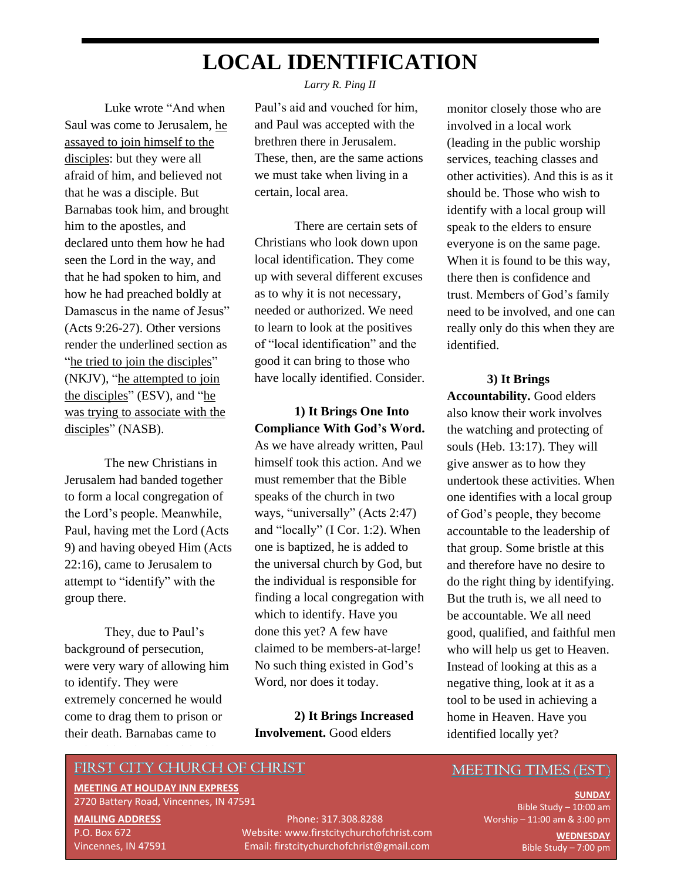# LOCAL IDENTIFICATION

*Larry R. Ping II*

Luke wrote "And when Saul was come to Jerusalem, he assayed to join himself to the disciples: but they were all afraid of him, and believed not that he was a disciple. But Barnabas took him, and brought him to the apostles, and declared unto them how he had seen the Lord in the way, and that he had spoken to him, and how he had preached boldly at Damascus in the name of Jesus" (Acts 9:26-27). Other versions render the underlined section as "he tried to join the disciples" (NKJV), "he attempted to join the disciples" (ESV), and "he was trying to associate with the disciples" (NASB).

The new Christians in Jerusalem had banded together to form a local congregation of the Lord's people. Meanwhile, Paul, having met the Lord (Acts 9) and having obeyed Him (Acts 22:16), came to Jerusalem to attempt to "identify" with the group there.

They, due to Paul's background of persecution, were very wary of allowing him to identify. They were extremely concerned he would come to drag them to prison or their death. Barnabas came to Paul's aid and vouched for him, and Paul was accepted with the brethren there in Jerusalem. These, then, are the same actions we must take when living in a certain, local area.

There are certain sets of Christians who look down upon local identification. They come up with several different excuses as to why it is not necessary, needed or authorized. We need to learn to look at the positives of "local identification" and the good it can bring to those who have locally identified. Consider.

**1) It Brings One Into Compliance With God's Word.** As we have already written, Paul himself took this action. And we must remember that the Bible speaks of the church in two ways, "universally" (Acts 2:47) and "locally" (I Cor. 1:2). When one is baptized, he is added to the universal church by God, but the individual is responsible for finding a local congregation with which to identify. Have you done this yet? A few have claimed to be members-at-large! No such thing existed in God's Word, nor does it today.

**2) It Brings Increased Involvement.** Good elders monitor closely those who are involved in a local work (leading in the public worship services, teaching classes and other activities). And this is as it should be. Those who wish to identify with a local group will speak to the elders to ensure everyone is on the same page. When it is found to be this way, there then is confidence and trust. Members of God's family need to be involved, and one can really only do this when they are identified.

**3) It Brings Accountability.** Good elders also know their work involves the watching and protecting of souls (Heb. 13:17). They will give answer as to how they undertook these activities. When one identifies with a local group of God's people, they become accountable to the leadership of that group. Some bristle at this and therefore have no desire to do the right thing by identifying. But the truth is, we all need to be accountable. We all need good, qualified, and faithful men who will help us get to Heaven. Instead of looking at this as a negative thing, look at it as a tool to be used in achieving a home in Heaven. Have you identified locally yet?

## FIRST CITY CHURCH OF CHRIST

**MEETING AT HOLIDAY INN EXPRESS**
2720 Battery Road, Vincennes, IN 47591

**MAILING ADDRESS**
P.O. Box 672
Vincennes, IN 47591

Phone: 317.308.8288
Website: www.firstcitychurchofchrist.com
Email: firstcitychurchofchrist@gmail.com

## MEETING TIMES (EST)

**SUNDAY**
Bible Study – 10:00 am
Worship – 11:00 am & 3:00 pm

**WEDNESDAY**
Bible Study – 7:00 pm